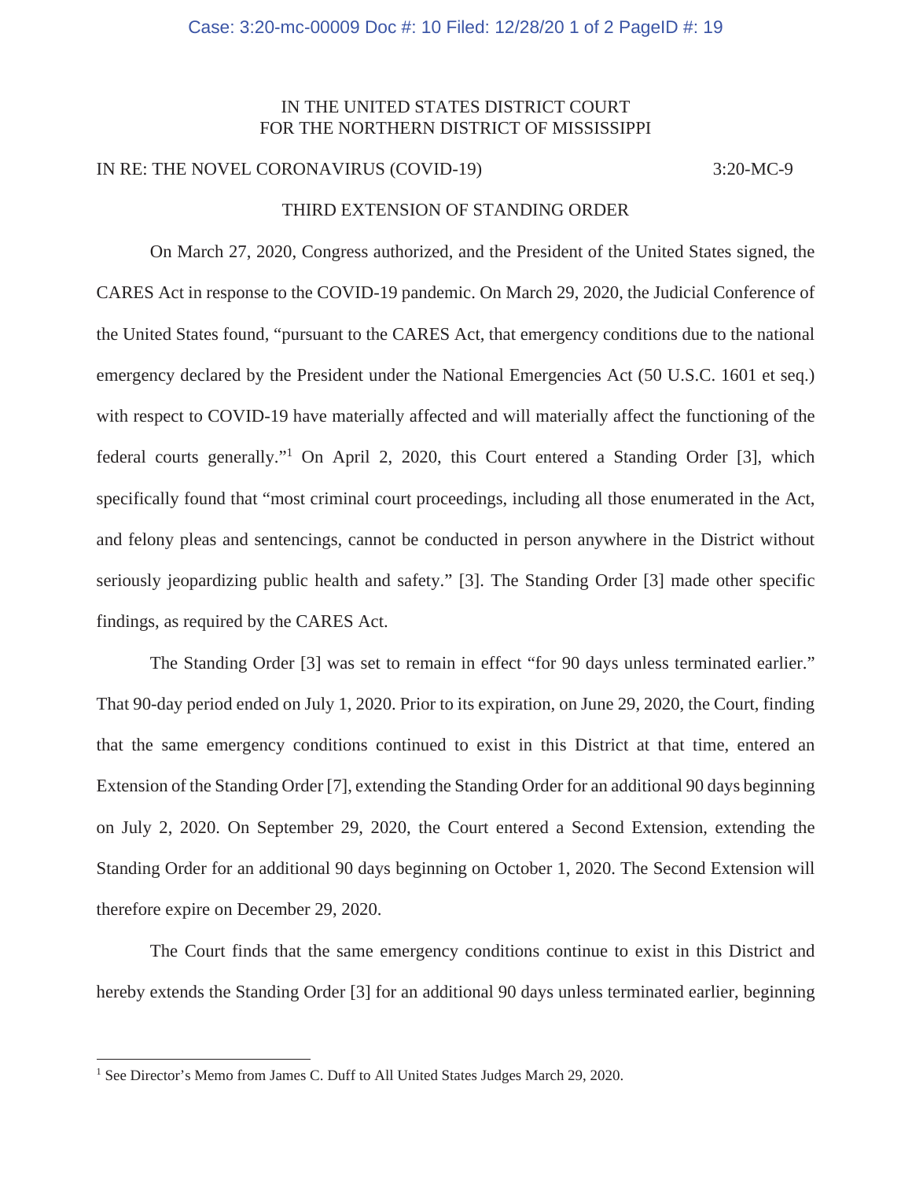IN THE UNITED STATES DISTRICT COURT
FOR THE NORTHERN DISTRICT OF MISSISSIPPI

IN RE: THE NOVEL CORONAVIRUS (COVID-19) 3:20-MC-9

THIRD EXTENSION OF STANDING ORDER

On March 27, 2020, Congress authorized, and the President of the United States signed, the CARES Act in response to the COVID-19 pandemic. On March 29, 2020, the Judicial Conference of the United States found, "pursuant to the CARES Act, that emergency conditions due to the national emergency declared by the President under the National Emergencies Act (50 U.S.C. 1601 et seq.) with respect to COVID-19 have materially affected and will materially affect the functioning of the federal courts generally."[1] On April 2, 2020, this Court entered a Standing Order [3], which specifically found that "most criminal court proceedings, including all those enumerated in the Act, and felony pleas and sentencings, cannot be conducted in person anywhere in the District without seriously jeopardizing public health and safety." [3]. The Standing Order [3] made other specific findings, as required by the CARES Act.

The Standing Order [3] was set to remain in effect "for 90 days unless terminated earlier." That 90-day period ended on July 1, 2020. Prior to its expiration, on June 29, 2020, the Court, finding that the same emergency conditions continued to exist in this District at that time, entered an Extension of the Standing Order [7], extending the Standing Order for an additional 90 days beginning on July 2, 2020. On September 29, 2020, the Court entered a Second Extension, extending the Standing Order for an additional 90 days beginning on October 1, 2020. The Second Extension will therefore expire on December 29, 2020.

The Court finds that the same emergency conditions continue to exist in this District and hereby extends the Standing Order [3] for an additional 90 days unless terminated earlier, beginning

[1] See Director's Memo from James C. Duff to All United States Judges March 29, 2020.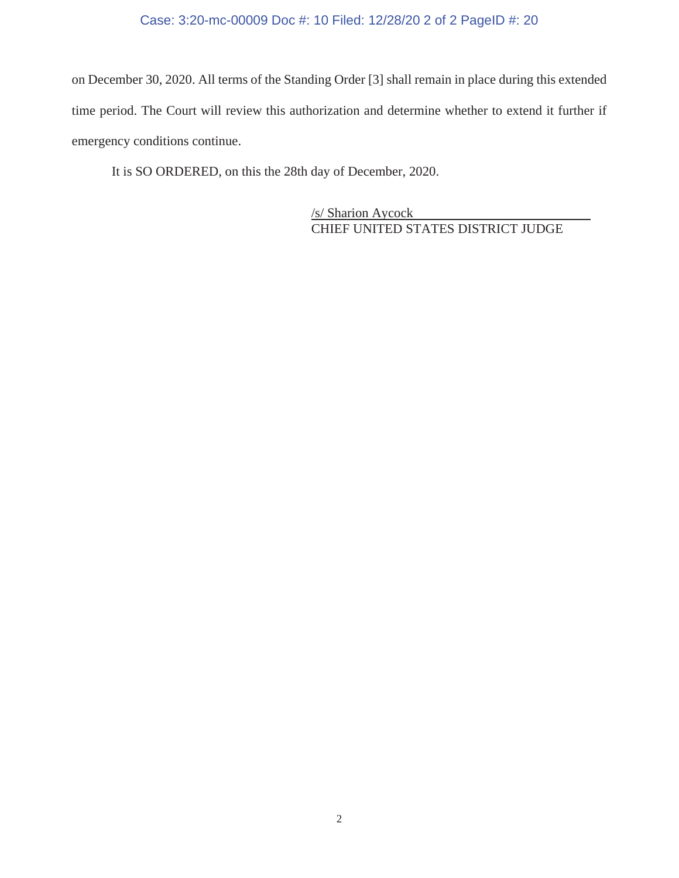on December 30, 2020. All terms of the Standing Order [3] shall remain in place during this extended time period. The Court will review this authorization and determine whether to extend it further if emergency conditions continue.

It is SO ORDERED, on this the 28th day of December, 2020.

/s/ Sharion Aycock
CHIEF UNITED STATES DISTRICT JUDGE